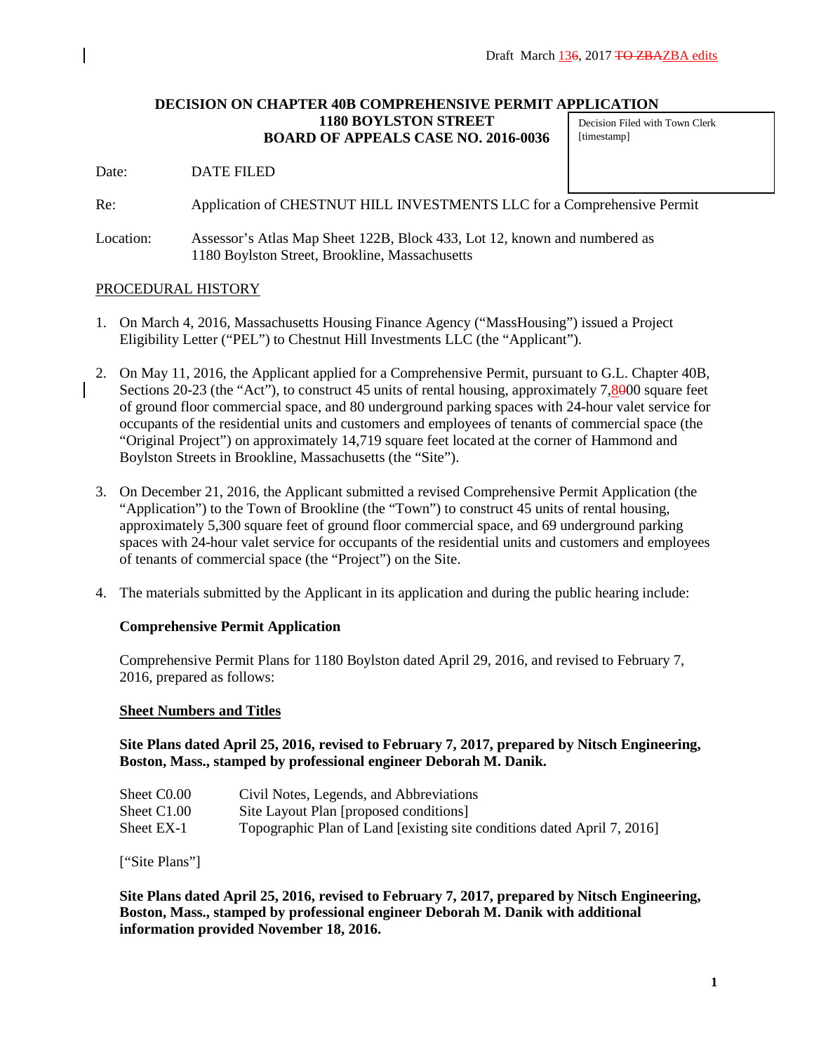Draft March 136, 2017 TO ZBAZBA edits

**DECISION ON CHAPTER 40B COMPREHENSIVE PERMIT APPLICATION**
**1180 BOYLSTON STREET**
**BOARD OF APPEALS CASE NO. 2016-0036**

Decision Filed with Town Clerk
[timestamp]

Date: DATE FILED

Re: Application of CHESTNUT HILL INVESTMENTS LLC for a Comprehensive Permit

Location: Assessor's Atlas Map Sheet 122B, Block 433, Lot 12, known and numbered as 1180 Boylston Street, Brookline, Massachusetts

PROCEDURAL HISTORY

1. On March 4, 2016, Massachusetts Housing Finance Agency ("MassHousing") issued a Project Eligibility Letter ("PEL") to Chestnut Hill Investments LLC (the "Applicant").

2. On May 11, 2016, the Applicant applied for a Comprehensive Permit, pursuant to G.L. Chapter 40B, Sections 20-23 (the "Act"), to construct 45 units of rental housing, approximately 7,8000 square feet of ground floor commercial space, and 80 underground parking spaces with 24-hour valet service for occupants of the residential units and customers and employees of tenants of commercial space (the "Original Project") on approximately 14,719 square feet located at the corner of Hammond and Boylston Streets in Brookline, Massachusetts (the "Site").

3. On December 21, 2016, the Applicant submitted a revised Comprehensive Permit Application (the "Application") to the Town of Brookline (the "Town") to construct 45 units of rental housing, approximately 5,300 square feet of ground floor commercial space, and 69 underground parking spaces with 24-hour valet service for occupants of the residential units and customers and employees of tenants of commercial space (the "Project") on the Site.

4. The materials submitted by the Applicant in its application and during the public hearing include:

**Comprehensive Permit Application**

Comprehensive Permit Plans for 1180 Boylston dated April 29, 2016, and revised to February 7, 2016, prepared as follows:

**Sheet Numbers and Titles**

**Site Plans dated April 25, 2016, revised to February 7, 2017, prepared by Nitsch Engineering, Boston, Mass., stamped by professional engineer Deborah M. Danik.**

| | |
|---|---|
| Sheet C0.00 | Civil Notes, Legends, and Abbreviations |
| Sheet C1.00 | Site Layout Plan [proposed conditions] |
| Sheet EX-1 | Topographic Plan of Land [existing site conditions dated April 7, 2016] |

["Site Plans"]

**Site Plans dated April 25, 2016, revised to February 7, 2017, prepared by Nitsch Engineering, Boston, Mass., stamped by professional engineer Deborah M. Danik with additional information provided November 18, 2016.**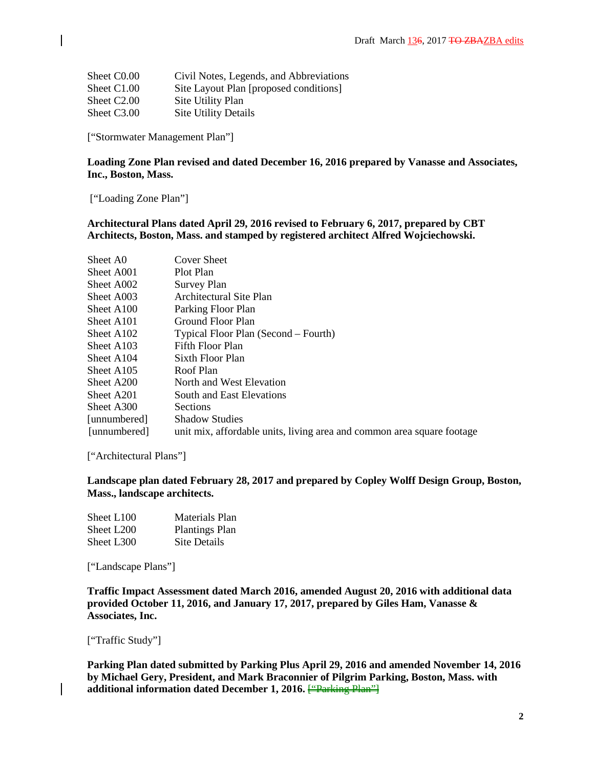| | |
|---|---|
| Sheet C0.00 | Civil Notes, Legends, and Abbreviations |
| Sheet C1.00 | Site Layout Plan [proposed conditions] |
| Sheet C2.00 | Site Utility Plan |
| Sheet C3.00 | Site Utility Details |

["Stormwater Management Plan"]

**Loading Zone Plan revised and dated December 16, 2016 prepared by Vanasse and Associates, Inc., Boston, Mass.**

["Loading Zone Plan"]

**Architectural Plans dated April 29, 2016 revised to February 6, 2017, prepared by CBT Architects, Boston, Mass. and stamped by registered architect Alfred Wojciechowski.**

| | |
|---|---|
| Sheet A0 | Cover Sheet |
| Sheet A001 | Plot Plan |
| Sheet A002 | Survey Plan |
| Sheet A003 | Architectural Site Plan |
| Sheet A100 | Parking Floor Plan |
| Sheet A101 | Ground Floor Plan |
| Sheet A102 | Typical Floor Plan (Second – Fourth) |
| Sheet A103 | Fifth Floor Plan |
| Sheet A104 | Sixth Floor Plan |
| Sheet A105 | Roof Plan |
| Sheet A200 | North and West Elevation |
| Sheet A201 | South and East Elevations |
| Sheet A300 | Sections |
| [unnumbered] | Shadow Studies |
| [unnumbered] | unit mix, affordable units, living area and common area square footage |

["Architectural Plans"]

**Landscape plan dated February 28, 2017 and prepared by Copley Wolff Design Group, Boston, Mass., landscape architects.**

| | |
|---|---|
| Sheet L100 | Materials Plan |
| Sheet L200 | Plantings Plan |
| Sheet L300 | Site Details |

["Landscape Plans"]

**Traffic Impact Assessment dated March 2016, amended August 20, 2016 with additional data provided October 11, 2016, and January 17, 2017, prepared by Giles Ham, Vanasse & Associates, Inc.**

["Traffic Study"]

**Parking Plan dated submitted by Parking Plus April 29, 2016 and amended November 14, 2016 by Michael Gery, President, and Mark Braconnier of Pilgrim Parking, Boston, Mass. with additional information dated December 1, 2016.** ~~["Parking Plan"]~~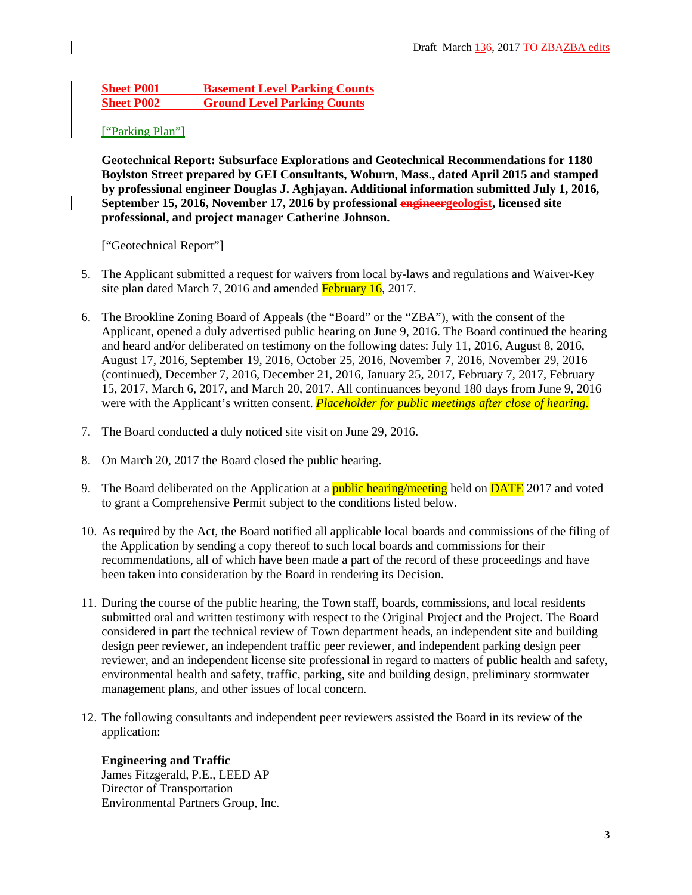**Sheet P001 Basement Level Parking Counts**
**Sheet P002 Ground Level Parking Counts**

["Parking Plan"]

**Geotechnical Report: Subsurface Explorations and Geotechnical Recommendations for 1180 Boylston Street prepared by GEI Consultants, Woburn, Mass., dated April 2015 and stamped by professional engineer Douglas J. Aghjayan. Additional information submitted July 1, 2016, September 15, 2016, November 17, 2016 by professional ~~engineer~~geologist, licensed site professional, and project manager Catherine Johnson.**

["Geotechnical Report"]

5. The Applicant submitted a request for waivers from local by-laws and regulations and Waiver-Key site plan dated March 7, 2016 and amended February 16, 2017.

6. The Brookline Zoning Board of Appeals (the "Board" or the "ZBA"), with the consent of the Applicant, opened a duly advertised public hearing on June 9, 2016. The Board continued the hearing and heard and/or deliberated on testimony on the following dates: July 11, 2016, August 8, 2016, August 17, 2016, September 19, 2016, October 25, 2016, November 7, 2016, November 29, 2016 (continued), December 7, 2016, December 21, 2016, January 25, 2017, February 7, 2017, February 15, 2017, March 6, 2017, and March 20, 2017. All continuances beyond 180 days from June 9, 2016 were with the Applicant's written consent. *Placeholder for public meetings after close of hearing.*

7. The Board conducted a duly noticed site visit on June 29, 2016.

8. On March 20, 2017 the Board closed the public hearing.

9. The Board deliberated on the Application at a public hearing/meeting held on DATE 2017 and voted to grant a Comprehensive Permit subject to the conditions listed below.

10. As required by the Act, the Board notified all applicable local boards and commissions of the filing of the Application by sending a copy thereof to such local boards and commissions for their recommendations, all of which have been made a part of the record of these proceedings and have been taken into consideration by the Board in rendering its Decision.

11. During the course of the public hearing, the Town staff, boards, commissions, and local residents submitted oral and written testimony with respect to the Original Project and the Project. The Board considered in part the technical review of Town department heads, an independent site and building design peer reviewer, an independent traffic peer reviewer, and independent parking design peer reviewer, and an independent license site professional in regard to matters of public health and safety, environmental health and safety, traffic, parking, site and building design, preliminary stormwater management plans, and other issues of local concern.

12. The following consultants and independent peer reviewers assisted the Board in its review of the application:

**Engineering and Traffic**
James Fitzgerald, P.E., LEED AP
Director of Transportation
Environmental Partners Group, Inc.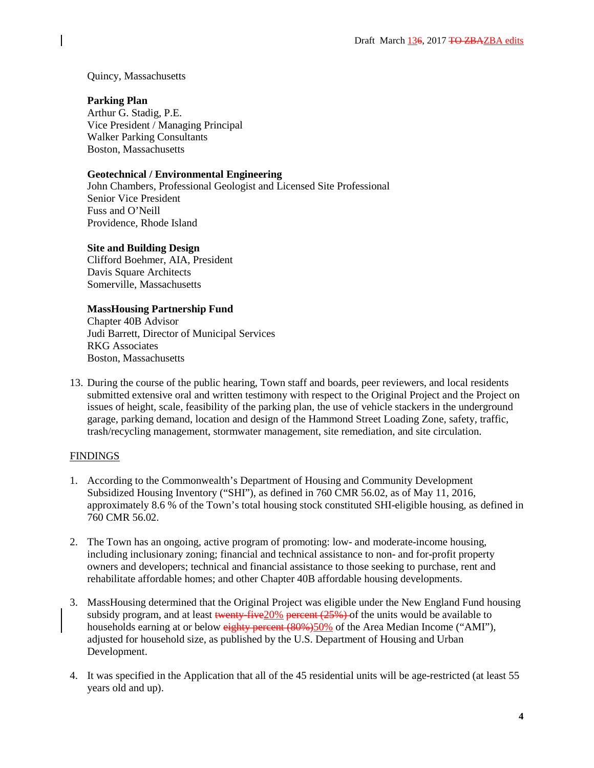Quincy, Massachusetts

**Parking Plan**
Arthur G. Stadig, P.E.
Vice President / Managing Principal
Walker Parking Consultants
Boston, Massachusetts

**Geotechnical / Environmental Engineering**
John Chambers, Professional Geologist and Licensed Site Professional
Senior Vice President
Fuss and O'Neill
Providence, Rhode Island

**Site and Building Design**
Clifford Boehmer, AIA, President
Davis Square Architects
Somerville, Massachusetts

**MassHousing Partnership Fund**
Chapter 40B Advisor
Judi Barrett, Director of Municipal Services
RKG Associates
Boston, Massachusetts

13. During the course of the public hearing, Town staff and boards, peer reviewers, and local residents submitted extensive oral and written testimony with respect to the Original Project and the Project on issues of height, scale, feasibility of the parking plan, the use of vehicle stackers in the underground garage, parking demand, location and design of the Hammond Street Loading Zone, safety, traffic, trash/recycling management, stormwater management, site remediation, and site circulation.

FINDINGS

1. According to the Commonwealth's Department of Housing and Community Development Subsidized Housing Inventory ("SHI"), as defined in 760 CMR 56.02, as of May 11, 2016, approximately 8.6 % of the Town's total housing stock constituted SHI-eligible housing, as defined in 760 CMR 56.02.

2. The Town has an ongoing, active program of promoting: low- and moderate-income housing, including inclusionary zoning; financial and technical assistance to non- and for-profit property owners and developers; technical and financial assistance to those seeking to purchase, rent and rehabilitate affordable homes; and other Chapter 40B affordable housing developments.

3. MassHousing determined that the Original Project was eligible under the New England Fund housing subsidy program, and at least ~~twenty-five~~20% ~~percent (25%)~~ of the units would be available to households earning at or below ~~eighty percent (80%)~~50% of the Area Median Income ("AMI"), adjusted for household size, as published by the U.S. Department of Housing and Urban Development.

4. It was specified in the Application that all of the 45 residential units will be age-restricted (at least 55 years old and up).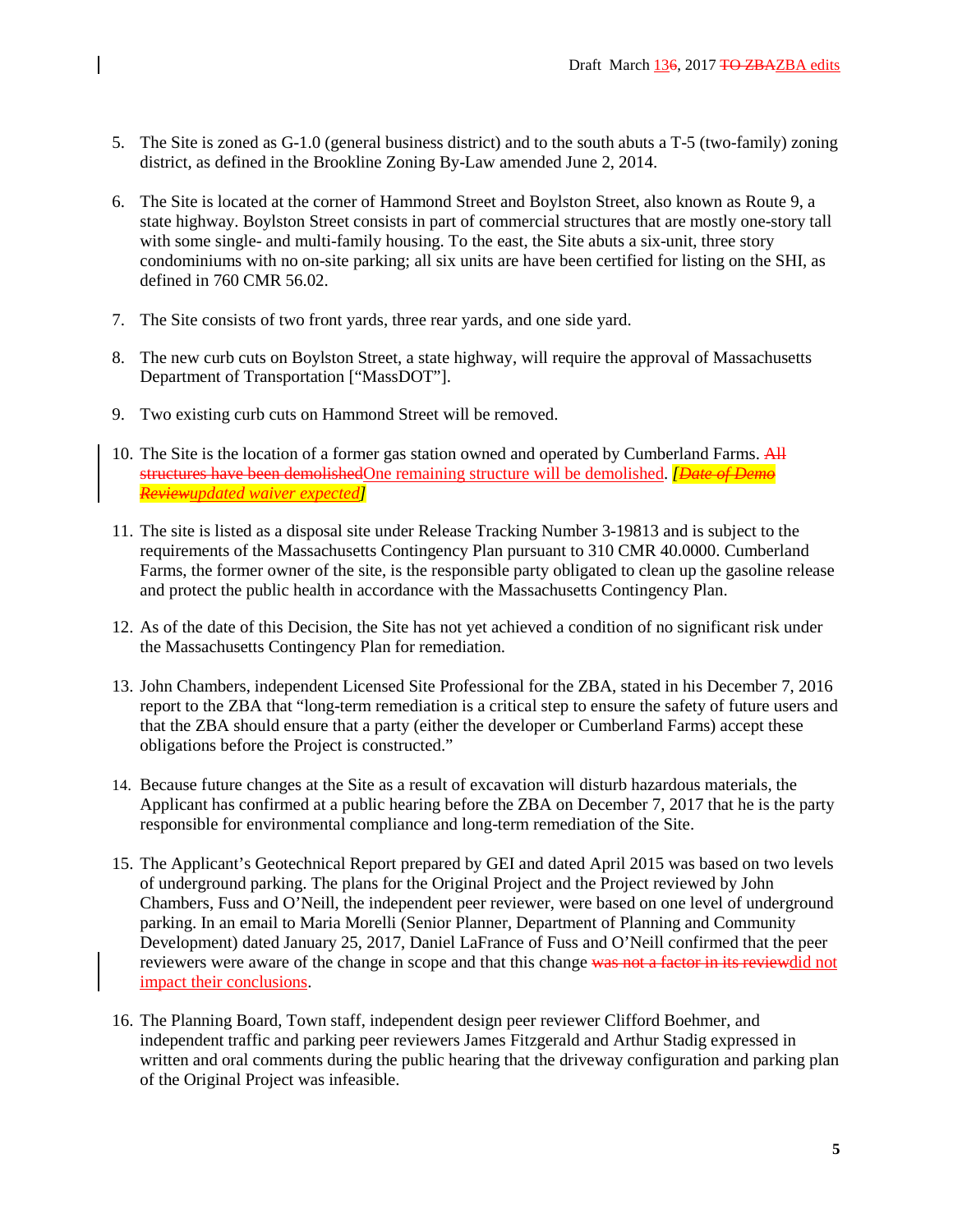5. The Site is zoned as G-1.0 (general business district) and to the south abuts a T-5 (two-family) zoning district, as defined in the Brookline Zoning By-Law amended June 2, 2014.

6. The Site is located at the corner of Hammond Street and Boylston Street, also known as Route 9, a state highway. Boylston Street consists in part of commercial structures that are mostly one-story tall with some single- and multi-family housing. To the east, the Site abuts a six-unit, three story condominiums with no on-site parking; all six units are have been certified for listing on the SHI, as defined in 760 CMR 56.02.

7. The Site consists of two front yards, three rear yards, and one side yard.

8. The new curb cuts on Boylston Street, a state highway, will require the approval of Massachusetts Department of Transportation ["MassDOT"].

9. Two existing curb cuts on Hammond Street will be removed.

10. The Site is the location of a former gas station owned and operated by Cumberland Farms. ~~All structures have been demolished~~One remaining structure will be demolished. ***[~~Date of Demo Review~~updated waiver expected]***

11. The site is listed as a disposal site under Release Tracking Number 3-19813 and is subject to the requirements of the Massachusetts Contingency Plan pursuant to 310 CMR 40.0000. Cumberland Farms, the former owner of the site, is the responsible party obligated to clean up the gasoline release and protect the public health in accordance with the Massachusetts Contingency Plan.

12. As of the date of this Decision, the Site has not yet achieved a condition of no significant risk under the Massachusetts Contingency Plan for remediation.

13. John Chambers, independent Licensed Site Professional for the ZBA, stated in his December 7, 2016 report to the ZBA that "long-term remediation is a critical step to ensure the safety of future users and that the ZBA should ensure that a party (either the developer or Cumberland Farms) accept these obligations before the Project is constructed."

14. Because future changes at the Site as a result of excavation will disturb hazardous materials, the Applicant has confirmed at a public hearing before the ZBA on December 7, 2017 that he is the party responsible for environmental compliance and long-term remediation of the Site.

15. The Applicant's Geotechnical Report prepared by GEI and dated April 2015 was based on two levels of underground parking. The plans for the Original Project and the Project reviewed by John Chambers, Fuss and O'Neill, the independent peer reviewer, were based on one level of underground parking. In an email to Maria Morelli (Senior Planner, Department of Planning and Community Development) dated January 25, 2017, Daniel LaFrance of Fuss and O'Neill confirmed that the peer reviewers were aware of the change in scope and that this change ~~was not a factor in its review~~did not impact their conclusions.

16. The Planning Board, Town staff, independent design peer reviewer Clifford Boehmer, and independent traffic and parking peer reviewers James Fitzgerald and Arthur Stadig expressed in written and oral comments during the public hearing that the driveway configuration and parking plan of the Original Project was infeasible.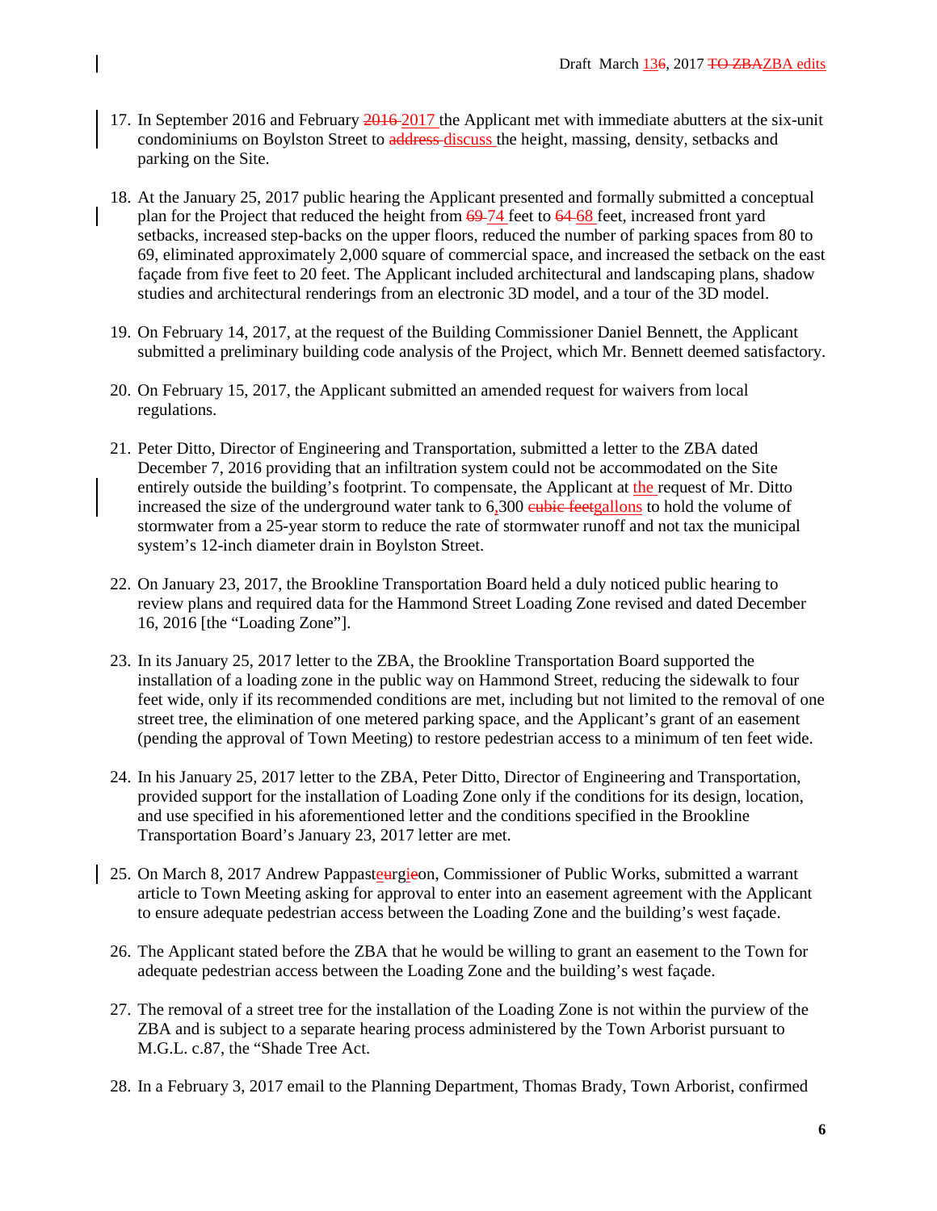17. In September 2016 and February ~~2016~~ 2017 the Applicant met with immediate abutters at the six-unit condominiums on Boylston Street to ~~address~~ discuss the height, massing, density, setbacks and parking on the Site.

18. At the January 25, 2017 public hearing the Applicant presented and formally submitted a conceptual plan for the Project that reduced the height from ~~69~~ 74 feet to ~~64~~ 68 feet, increased front yard setbacks, increased step-backs on the upper floors, reduced the number of parking spaces from 80 to 69, eliminated approximately 2,000 square of commercial space, and increased the setback on the east façade from five feet to 20 feet. The Applicant included architectural and landscaping plans, shadow studies and architectural renderings from an electronic 3D model, and a tour of the 3D model.

19. On February 14, 2017, at the request of the Building Commissioner Daniel Bennett, the Applicant submitted a preliminary building code analysis of the Project, which Mr. Bennett deemed satisfactory.

20. On February 15, 2017, the Applicant submitted an amended request for waivers from local regulations.

21. Peter Ditto, Director of Engineering and Transportation, submitted a letter to the ZBA dated December 7, 2016 providing that an infiltration system could not be accommodated on the Site entirely outside the building's footprint. To compensate, the Applicant at the request of Mr. Ditto increased the size of the underground water tank to 6,300 ~~cubic feet~~gallons to hold the volume of stormwater from a 25-year storm to reduce the rate of stormwater runoff and not tax the municipal system's 12-inch diameter drain in Boylston Street.

22. On January 23, 2017, the Brookline Transportation Board held a duly noticed public hearing to review plans and required data for the Hammond Street Loading Zone revised and dated December 16, 2016 [the "Loading Zone"].

23. In its January 25, 2017 letter to the ZBA, the Brookline Transportation Board supported the installation of a loading zone in the public way on Hammond Street, reducing the sidewalk to four feet wide, only if its recommended conditions are met, including but not limited to the removal of one street tree, the elimination of one metered parking space, and the Applicant's grant of an easement (pending the approval of Town Meeting) to restore pedestrian access to a minimum of ten feet wide.

24. In his January 25, 2017 letter to the ZBA, Peter Ditto, Director of Engineering and Transportation, provided support for the installation of Loading Zone only if the conditions for its design, location, and use specified in his aforementioned letter and the conditions specified in the Brookline Transportation Board's January 23, 2017 letter are met.

25. On March 8, 2017 Andrew Pappaste~~u~~rgi~~e~~on, Commissioner of Public Works, submitted a warrant article to Town Meeting asking for approval to enter into an easement agreement with the Applicant to ensure adequate pedestrian access between the Loading Zone and the building's west façade.

26. The Applicant stated before the ZBA that he would be willing to grant an easement to the Town for adequate pedestrian access between the Loading Zone and the building's west façade.

27. The removal of a street tree for the installation of the Loading Zone is not within the purview of the ZBA and is subject to a separate hearing process administered by the Town Arborist pursuant to M.G.L. c.87, the "Shade Tree Act.

28. In a February 3, 2017 email to the Planning Department, Thomas Brady, Town Arborist, confirmed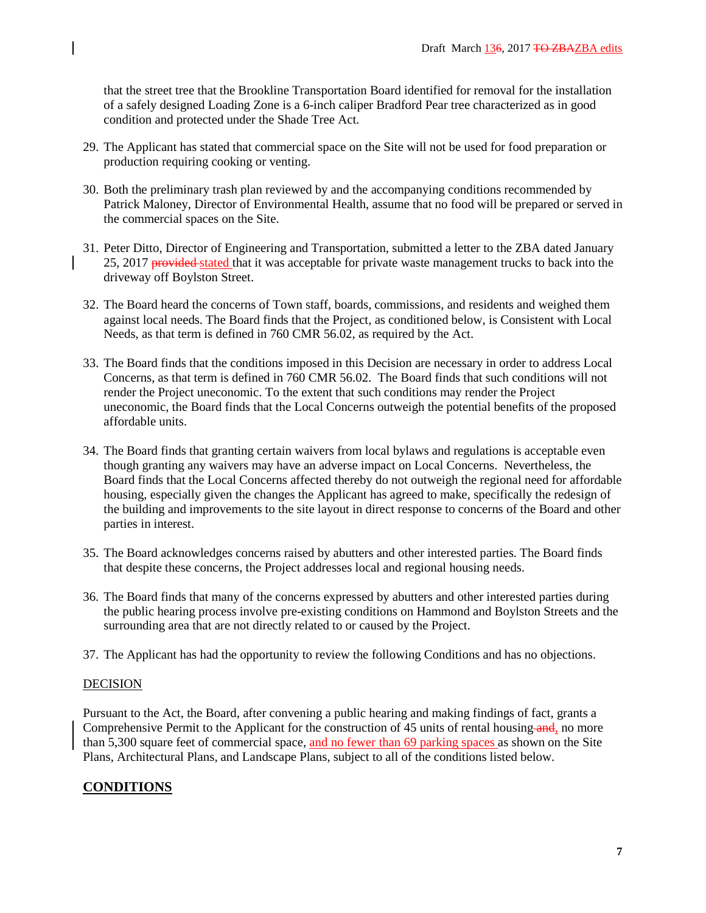that the street tree that the Brookline Transportation Board identified for removal for the installation of a safely designed Loading Zone is a 6-inch caliper Bradford Pear tree characterized as in good condition and protected under the Shade Tree Act.

29. The Applicant has stated that commercial space on the Site will not be used for food preparation or production requiring cooking or venting.

30. Both the preliminary trash plan reviewed by and the accompanying conditions recommended by Patrick Maloney, Director of Environmental Health, assume that no food will be prepared or served in the commercial spaces on the Site.

31. Peter Ditto, Director of Engineering and Transportation, submitted a letter to the ZBA dated January 25, 2017 ~~provided~~ stated that it was acceptable for private waste management trucks to back into the driveway off Boylston Street.

32. The Board heard the concerns of Town staff, boards, commissions, and residents and weighed them against local needs. The Board finds that the Project, as conditioned below, is Consistent with Local Needs, as that term is defined in 760 CMR 56.02, as required by the Act.

33. The Board finds that the conditions imposed in this Decision are necessary in order to address Local Concerns, as that term is defined in 760 CMR 56.02. The Board finds that such conditions will not render the Project uneconomic. To the extent that such conditions may render the Project uneconomic, the Board finds that the Local Concerns outweigh the potential benefits of the proposed affordable units.

34. The Board finds that granting certain waivers from local bylaws and regulations is acceptable even though granting any waivers may have an adverse impact on Local Concerns. Nevertheless, the Board finds that the Local Concerns affected thereby do not outweigh the regional need for affordable housing, especially given the changes the Applicant has agreed to make, specifically the redesign of the building and improvements to the site layout in direct response to concerns of the Board and other parties in interest.

35. The Board acknowledges concerns raised by abutters and other interested parties. The Board finds that despite these concerns, the Project addresses local and regional housing needs.

36. The Board finds that many of the concerns expressed by abutters and other interested parties during the public hearing process involve pre-existing conditions on Hammond and Boylston Streets and the surrounding area that are not directly related to or caused by the Project.

37. The Applicant has had the opportunity to review the following Conditions and has no objections.

DECISION

Pursuant to the Act, the Board, after convening a public hearing and making findings of fact, grants a Comprehensive Permit to the Applicant for the construction of 45 units of rental housing ~~and~~, no more than 5,300 square feet of commercial space, and no fewer than 69 parking spaces as shown on the Site Plans, Architectural Plans, and Landscape Plans, subject to all of the conditions listed below.

## CONDITIONS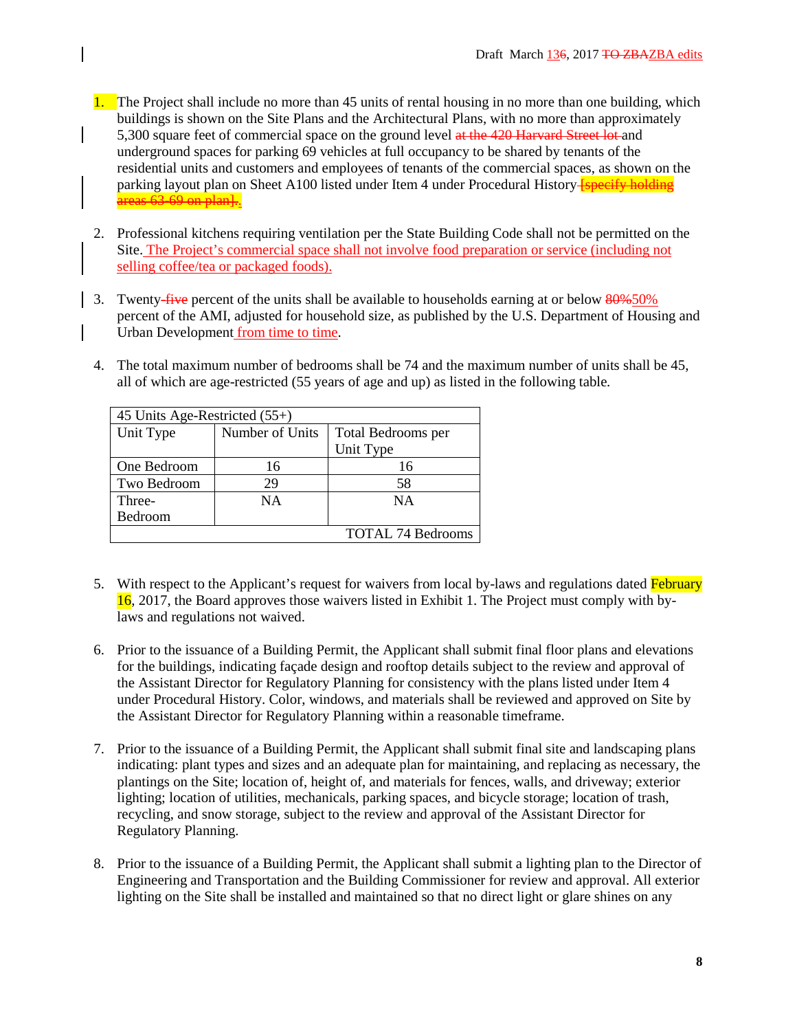1. The Project shall include no more than 45 units of rental housing in no more than one building, which buildings is shown on the Site Plans and the Architectural Plans, with no more than approximately 5,300 square feet of commercial space on the ground level ~~at the 420 Harvard Street lot~~ and underground spaces for parking 69 vehicles at full occupancy to be shared by tenants of the residential units and customers and employees of tenants of the commercial spaces, as shown on the parking layout plan on Sheet A100 listed under Item 4 under Procedural History ~~[specify holding areas 63-69 on plan]~~.

2. Professional kitchens requiring ventilation per the State Building Code shall not be permitted on the Site. The Project's commercial space shall not involve food preparation or service (including not selling coffee/tea or packaged foods).

3. Twenty~~-five~~ percent of the units shall be available to households earning at or below ~~80%~~50% percent of the AMI, adjusted for household size, as published by the U.S. Department of Housing and Urban Development from time to time.

4. The total maximum number of bedrooms shall be 74 and the maximum number of units shall be 45, all of which are age-restricted (55 years of age and up) as listed in the following table.

| 45 Units Age-Restricted (55+) | | |
|---|---|---|
| Unit Type | Number of Units | Total Bedrooms per Unit Type |
| One Bedroom | 16 | 16 |
| Two Bedroom | 29 | 58 |
| Three-Bedroom | NA | NA |
| | | TOTAL 74 Bedrooms |

5. With respect to the Applicant's request for waivers from local by-laws and regulations dated February 16, 2017, the Board approves those waivers listed in Exhibit 1. The Project must comply with by-laws and regulations not waived.

6. Prior to the issuance of a Building Permit, the Applicant shall submit final floor plans and elevations for the buildings, indicating façade design and rooftop details subject to the review and approval of the Assistant Director for Regulatory Planning for consistency with the plans listed under Item 4 under Procedural History. Color, windows, and materials shall be reviewed and approved on Site by the Assistant Director for Regulatory Planning within a reasonable timeframe.

7. Prior to the issuance of a Building Permit, the Applicant shall submit final site and landscaping plans indicating: plant types and sizes and an adequate plan for maintaining, and replacing as necessary, the plantings on the Site; location of, height of, and materials for fences, walls, and driveway; exterior lighting; location of utilities, mechanicals, parking spaces, and bicycle storage; location of trash, recycling, and snow storage, subject to the review and approval of the Assistant Director for Regulatory Planning.

8. Prior to the issuance of a Building Permit, the Applicant shall submit a lighting plan to the Director of Engineering and Transportation and the Building Commissioner for review and approval. All exterior lighting on the Site shall be installed and maintained so that no direct light or glare shines on any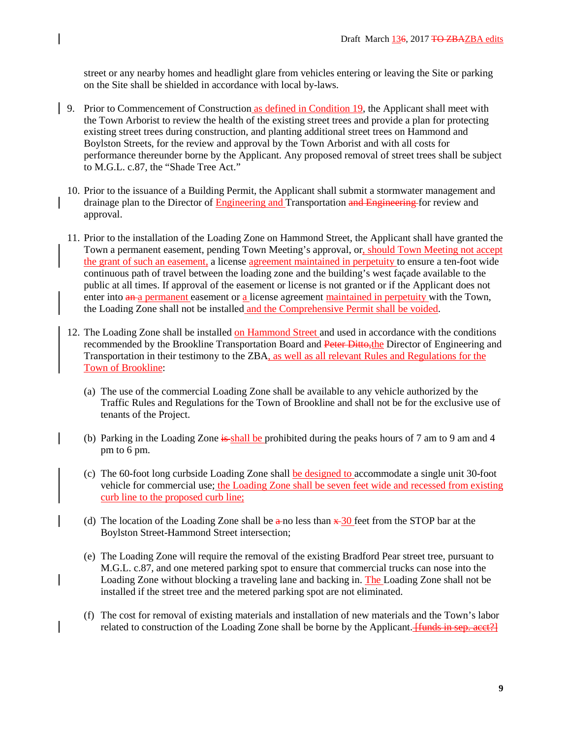street or any nearby homes and headlight glare from vehicles entering or leaving the Site or parking on the Site shall be shielded in accordance with local by-laws.

9. Prior to Commencement of Construction as defined in Condition 19, the Applicant shall meet with the Town Arborist to review the health of the existing street trees and provide a plan for protecting existing street trees during construction, and planting additional street trees on Hammond and Boylston Streets, for the review and approval by the Town Arborist and with all costs for performance thereunder borne by the Applicant. Any proposed removal of street trees shall be subject to M.G.L. c.87, the "Shade Tree Act."

10. Prior to the issuance of a Building Permit, the Applicant shall submit a stormwater management and drainage plan to the Director of Engineering and Transportation ~~and Engineering~~ for review and approval.

11. Prior to the installation of the Loading Zone on Hammond Street, the Applicant shall have granted the Town a permanent easement, pending Town Meeting's approval, or, should Town Meeting not accept the grant of such an easement, a license agreement maintained in perpetuity to ensure a ten-foot wide continuous path of travel between the loading zone and the building's west façade available to the public at all times. If approval of the easement or license is not granted or if the Applicant does not enter into ~~an~~ a permanent easement or a license agreement maintained in perpetuity with the Town, the Loading Zone shall not be installed and the Comprehensive Permit shall be voided.

12. The Loading Zone shall be installed on Hammond Street and used in accordance with the conditions recommended by the Brookline Transportation Board and ~~Peter Ditto,~~the Director of Engineering and Transportation in their testimony to the ZBA, as well as all relevant Rules and Regulations for the Town of Brookline:

    (a) The use of the commercial Loading Zone shall be available to any vehicle authorized by the Traffic Rules and Regulations for the Town of Brookline and shall not be for the exclusive use of tenants of the Project.

    (b) Parking in the Loading Zone ~~is~~ shall be prohibited during the peaks hours of 7 am to 9 am and 4 pm to 6 pm.

    (c) The 60-foot long curbside Loading Zone shall be designed to accommodate a single unit 30-foot vehicle for commercial use; the Loading Zone shall be seven feet wide and recessed from existing curb line to the proposed curb line;

    (d) The location of the Loading Zone shall be ~~a~~ no less than ~~x~~ 30 feet from the STOP bar at the Boylston Street-Hammond Street intersection;

    (e) The Loading Zone will require the removal of the existing Bradford Pear street tree, pursuant to M.G.L. c.87, and one metered parking spot to ensure that commercial trucks can nose into the Loading Zone without blocking a traveling lane and backing in. The Loading Zone shall not be installed if the street tree and the metered parking spot are not eliminated.

    (f) The cost for removal of existing materials and installation of new materials and the Town's labor related to construction of the Loading Zone shall be borne by the Applicant. ~~[funds in sep. acct?]~~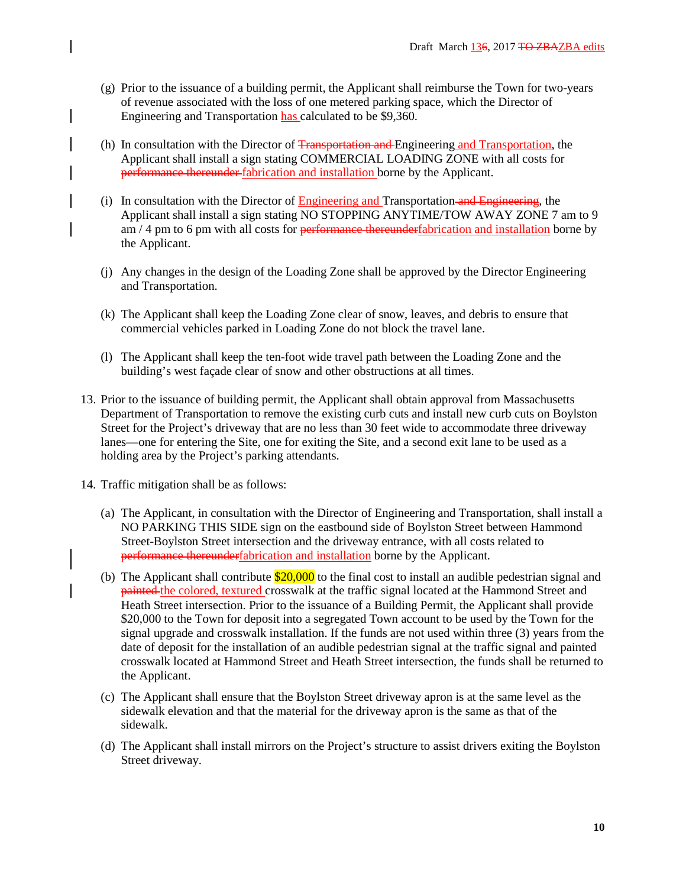(g) Prior to the issuance of a building permit, the Applicant shall reimburse the Town for two-years of revenue associated with the loss of one metered parking space, which the Director of Engineering and Transportation has calculated to be $9,360.

(h) In consultation with the Director of ~~Transportation and~~ Engineering and Transportation, the Applicant shall install a sign stating COMMERCIAL LOADING ZONE with all costs for ~~performance thereunder~~ fabrication and installation borne by the Applicant.

(i) In consultation with the Director of Engineering and Transportation ~~and Engineering~~, the Applicant shall install a sign stating NO STOPPING ANYTIME/TOW AWAY ZONE 7 am to 9 am / 4 pm to 6 pm with all costs for ~~performance thereunder~~fabrication and installation borne by the Applicant.

(j) Any changes in the design of the Loading Zone shall be approved by the Director Engineering and Transportation.

(k) The Applicant shall keep the Loading Zone clear of snow, leaves, and debris to ensure that commercial vehicles parked in Loading Zone do not block the travel lane.

(l) The Applicant shall keep the ten-foot wide travel path between the Loading Zone and the building's west façade clear of snow and other obstructions at all times.

13. Prior to the issuance of building permit, the Applicant shall obtain approval from Massachusetts Department of Transportation to remove the existing curb cuts and install new curb cuts on Boylston Street for the Project's driveway that are no less than 30 feet wide to accommodate three driveway lanes—one for entering the Site, one for exiting the Site, and a second exit lane to be used as a holding area by the Project's parking attendants.

14. Traffic mitigation shall be as follows:

    (a) The Applicant, in consultation with the Director of Engineering and Transportation, shall install a NO PARKING THIS SIDE sign on the eastbound side of Boylston Street between Hammond Street-Boylston Street intersection and the driveway entrance, with all costs related to ~~performance thereunder~~fabrication and installation borne by the Applicant.

    (b) The Applicant shall contribute $20,000 to the final cost to install an audible pedestrian signal and ~~painted~~ the colored, textured crosswalk at the traffic signal located at the Hammond Street and Heath Street intersection. Prior to the issuance of a Building Permit, the Applicant shall provide $20,000 to the Town for deposit into a segregated Town account to be used by the Town for the signal upgrade and crosswalk installation. If the funds are not used within three (3) years from the date of deposit for the installation of an audible pedestrian signal at the traffic signal and painted crosswalk located at Hammond Street and Heath Street intersection, the funds shall be returned to the Applicant.

    (c) The Applicant shall ensure that the Boylston Street driveway apron is at the same level as the sidewalk elevation and that the material for the driveway apron is the same as that of the sidewalk.

    (d) The Applicant shall install mirrors on the Project's structure to assist drivers exiting the Boylston Street driveway.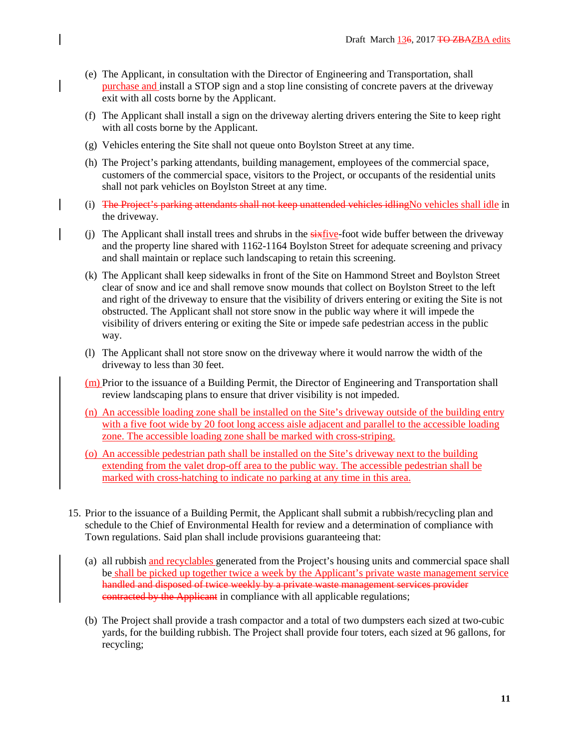(e) The Applicant, in consultation with the Director of Engineering and Transportation, shall purchase and install a STOP sign and a stop line consisting of concrete pavers at the driveway exit with all costs borne by the Applicant.

(f) The Applicant shall install a sign on the driveway alerting drivers entering the Site to keep right with all costs borne by the Applicant.

(g) Vehicles entering the Site shall not queue onto Boylston Street at any time.

(h) The Project's parking attendants, building management, employees of the commercial space, customers of the commercial space, visitors to the Project, or occupants of the residential units shall not park vehicles on Boylston Street at any time.

(i) ~~The Project's parking attendants shall not keep unattended vehicles idling~~No vehicles shall idle in the driveway.

(j) The Applicant shall install trees and shrubs in the ~~six~~five-foot wide buffer between the driveway and the property line shared with 1162-1164 Boylston Street for adequate screening and privacy and shall maintain or replace such landscaping to retain this screening.

(k) The Applicant shall keep sidewalks in front of the Site on Hammond Street and Boylston Street clear of snow and ice and shall remove snow mounds that collect on Boylston Street to the left and right of the driveway to ensure that the visibility of drivers entering or exiting the Site is not obstructed. The Applicant shall not store snow in the public way where it will impede the visibility of drivers entering or exiting the Site or impede safe pedestrian access in the public way.

(l) The Applicant shall not store snow on the driveway where it would narrow the width of the driveway to less than 30 feet.

(m) Prior to the issuance of a Building Permit, the Director of Engineering and Transportation shall review landscaping plans to ensure that driver visibility is not impeded.

(n) An accessible loading zone shall be installed on the Site's driveway outside of the building entry with a five foot wide by 20 foot long access aisle adjacent and parallel to the accessible loading zone. The accessible loading zone shall be marked with cross-striping.

(o) An accessible pedestrian path shall be installed on the Site's driveway next to the building extending from the valet drop-off area to the public way. The accessible pedestrian shall be marked with cross-hatching to indicate no parking at any time in this area.

15. Prior to the issuance of a Building Permit, the Applicant shall submit a rubbish/recycling plan and schedule to the Chief of Environmental Health for review and a determination of compliance with Town regulations. Said plan shall include provisions guaranteeing that:

(a) all rubbish and recyclables generated from the Project's housing units and commercial space shall be shall be picked up together twice a week by the Applicant's private waste management service ~~handled and disposed of twice weekly by a private waste management services provider contracted by the Applicant~~ in compliance with all applicable regulations;

(b) The Project shall provide a trash compactor and a total of two dumpsters each sized at two-cubic yards, for the building rubbish. The Project shall provide four toters, each sized at 96 gallons, for recycling;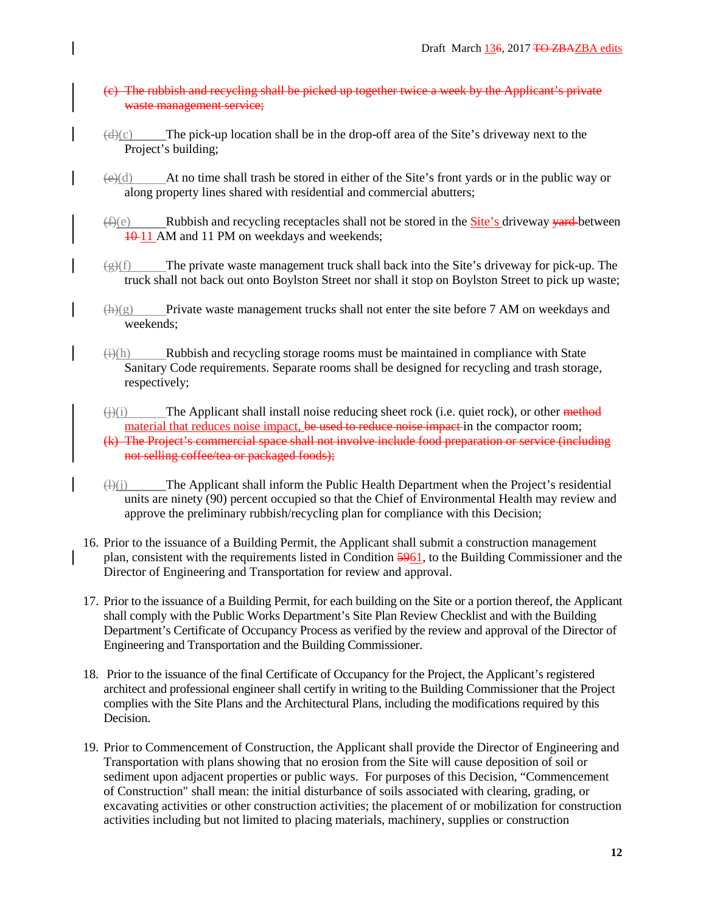(c) ~~The rubbish and recycling shall be picked up together twice a week by the Applicant's private waste management service;~~

~~(d)~~(c) The pick-up location shall be in the drop-off area of the Site's driveway next to the Project's building;

~~(e)~~(d) At no time shall trash be stored in either of the Site's front yards or in the public way or along property lines shared with residential and commercial abutters;

~~(f)~~(e) Rubbish and recycling receptacles shall not be stored in the Site's driveway ~~yard~~ between ~~10~~ 11 AM and 11 PM on weekdays and weekends;

~~(g)~~(f) The private waste management truck shall back into the Site's driveway for pick-up. The truck shall not back out onto Boylston Street nor shall it stop on Boylston Street to pick up waste;

~~(h)~~(g) Private waste management trucks shall not enter the site before 7 AM on weekdays and weekends;

~~(i)~~(h) Rubbish and recycling storage rooms must be maintained in compliance with State Sanitary Code requirements. Separate rooms shall be designed for recycling and trash storage, respectively;

~~(j)~~(i) The Applicant shall install noise reducing sheet rock (i.e. quiet rock), or other ~~method~~ material that reduces noise impact, ~~be used to reduce noise impact~~ in the compactor room;

(k) ~~The Project's commercial space shall not involve include food preparation or service (including not selling coffee/tea or packaged foods);~~

~~(l)~~(j) The Applicant shall inform the Public Health Department when the Project's residential units are ninety (90) percent occupied so that the Chief of Environmental Health may review and approve the preliminary rubbish/recycling plan for compliance with this Decision;

16. Prior to the issuance of a Building Permit, the Applicant shall submit a construction management plan, consistent with the requirements listed in Condition ~~59~~61, to the Building Commissioner and the Director of Engineering and Transportation for review and approval.

17. Prior to the issuance of a Building Permit, for each building on the Site or a portion thereof, the Applicant shall comply with the Public Works Department's Site Plan Review Checklist and with the Building Department's Certificate of Occupancy Process as verified by the review and approval of the Director of Engineering and Transportation and the Building Commissioner.

18. Prior to the issuance of the final Certificate of Occupancy for the Project, the Applicant's registered architect and professional engineer shall certify in writing to the Building Commissioner that the Project complies with the Site Plans and the Architectural Plans, including the modifications required by this Decision.

19. Prior to Commencement of Construction, the Applicant shall provide the Director of Engineering and Transportation with plans showing that no erosion from the Site will cause deposition of soil or sediment upon adjacent properties or public ways. For purposes of this Decision, "Commencement of Construction" shall mean: the initial disturbance of soils associated with clearing, grading, or excavating activities or other construction activities; the placement of or mobilization for construction activities including but not limited to placing materials, machinery, supplies or construction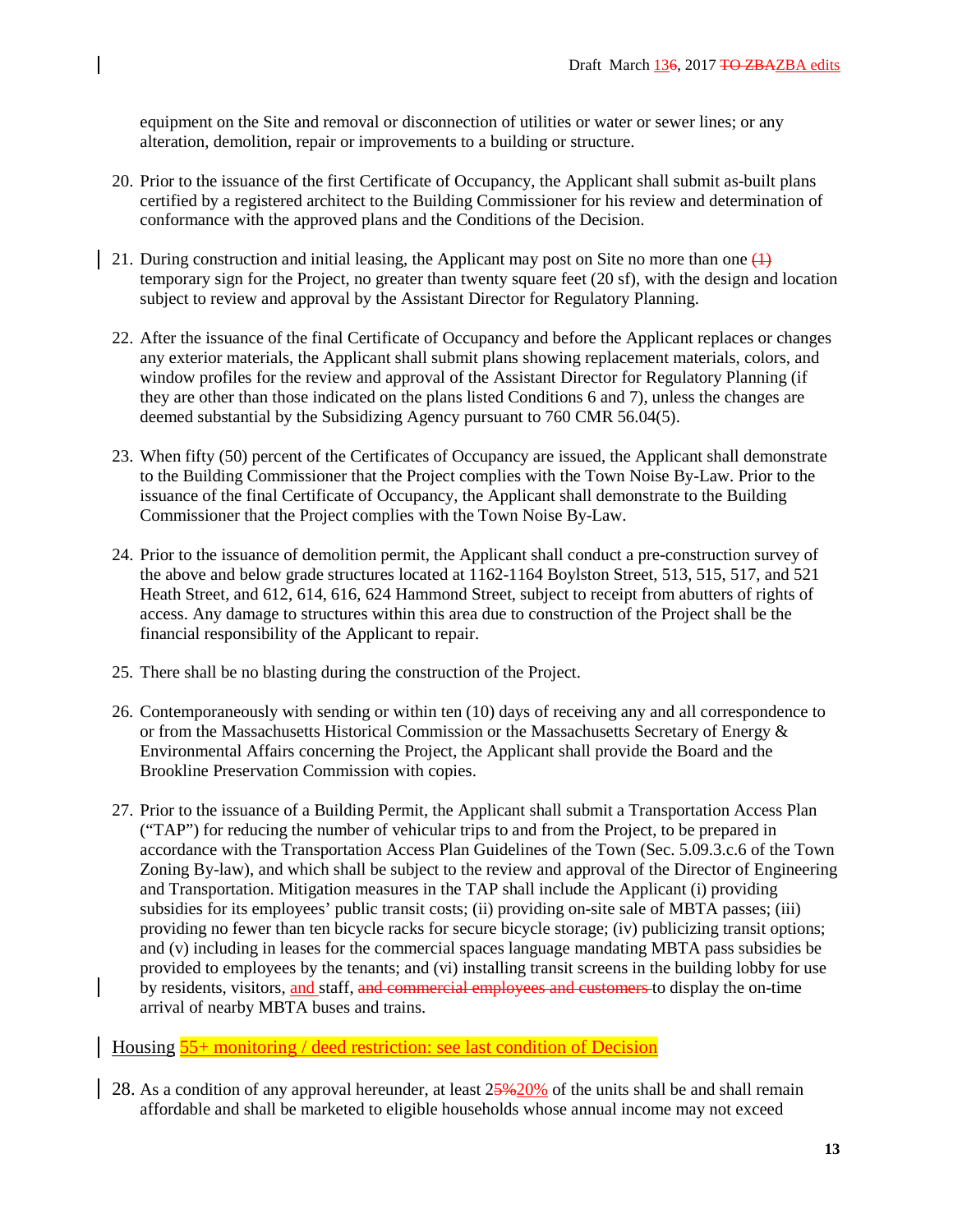equipment on the Site and removal or disconnection of utilities or water or sewer lines; or any alteration, demolition, repair or improvements to a building or structure.

20. Prior to the issuance of the first Certificate of Occupancy, the Applicant shall submit as-built plans certified by a registered architect to the Building Commissioner for his review and determination of conformance with the approved plans and the Conditions of the Decision.

21. During construction and initial leasing, the Applicant may post on Site no more than one ~~(1)~~ temporary sign for the Project, no greater than twenty square feet (20 sf), with the design and location subject to review and approval by the Assistant Director for Regulatory Planning.

22. After the issuance of the final Certificate of Occupancy and before the Applicant replaces or changes any exterior materials, the Applicant shall submit plans showing replacement materials, colors, and window profiles for the review and approval of the Assistant Director for Regulatory Planning (if they are other than those indicated on the plans listed Conditions 6 and 7), unless the changes are deemed substantial by the Subsidizing Agency pursuant to 760 CMR 56.04(5).

23. When fifty (50) percent of the Certificates of Occupancy are issued, the Applicant shall demonstrate to the Building Commissioner that the Project complies with the Town Noise By-Law. Prior to the issuance of the final Certificate of Occupancy, the Applicant shall demonstrate to the Building Commissioner that the Project complies with the Town Noise By-Law.

24. Prior to the issuance of demolition permit, the Applicant shall conduct a pre-construction survey of the above and below grade structures located at 1162-1164 Boylston Street, 513, 515, 517, and 521 Heath Street, and 612, 614, 616, 624 Hammond Street, subject to receipt from abutters of rights of access. Any damage to structures within this area due to construction of the Project shall be the financial responsibility of the Applicant to repair.

25. There shall be no blasting during the construction of the Project.

26. Contemporaneously with sending or within ten (10) days of receiving any and all correspondence to or from the Massachusetts Historical Commission or the Massachusetts Secretary of Energy & Environmental Affairs concerning the Project, the Applicant shall provide the Board and the Brookline Preservation Commission with copies.

27. Prior to the issuance of a Building Permit, the Applicant shall submit a Transportation Access Plan ("TAP") for reducing the number of vehicular trips to and from the Project, to be prepared in accordance with the Transportation Access Plan Guidelines of the Town (Sec. 5.09.3.c.6 of the Town Zoning By-law), and which shall be subject to the review and approval of the Director of Engineering and Transportation. Mitigation measures in the TAP shall include the Applicant (i) providing subsidies for its employees' public transit costs; (ii) providing on-site sale of MBTA passes; (iii) providing no fewer than ten bicycle racks for secure bicycle storage; (iv) publicizing transit options; and (v) including in leases for the commercial spaces language mandating MBTA pass subsidies be provided to employees by the tenants; and (vi) installing transit screens in the building lobby for use by residents, visitors, and staff, ~~and commercial employees and customers~~ to display the on-time arrival of nearby MBTA buses and trains.

Housing 55+ monitoring / deed restriction: see last condition of Decision

28. As a condition of any approval hereunder, at least 2~~5%~~20% of the units shall be and shall remain affordable and shall be marketed to eligible households whose annual income may not exceed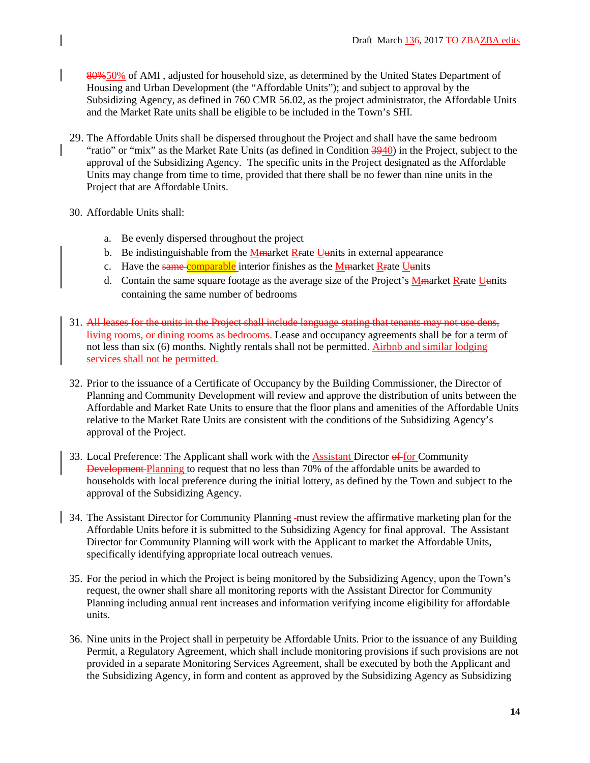~~80%~~50% of AMI , adjusted for household size, as determined by the United States Department of Housing and Urban Development (the "Affordable Units"); and subject to approval by the Subsidizing Agency, as defined in 760 CMR 56.02, as the project administrator, the Affordable Units and the Market Rate units shall be eligible to be included in the Town's SHI.

29. The Affordable Units shall be dispersed throughout the Project and shall have the same bedroom "ratio" or "mix" as the Market Rate Units (as defined in Condition ~~39~~40) in the Project, subject to the approval of the Subsidizing Agency. The specific units in the Project designated as the Affordable Units may change from time to time, provided that there shall be no fewer than nine units in the Project that are Affordable Units.

30. Affordable Units shall:

    a. Be evenly dispersed throughout the project
    b. Be indistinguishable from the Market Rate Units in external appearance
    c. Have the ~~same~~ comparable interior finishes as the Market Rate Units
    d. Contain the same square footage as the average size of the Project's Market Rate Units containing the same number of bedrooms

31. ~~All leases for the units in the Project shall include language stating that tenants may not use dens, living rooms, or dining rooms as bedrooms.~~ Lease and occupancy agreements shall be for a term of not less than six (6) months. Nightly rentals shall not be permitted. Airbnb and similar lodging services shall not be permitted.

32. Prior to the issuance of a Certificate of Occupancy by the Building Commissioner, the Director of Planning and Community Development will review and approve the distribution of units between the Affordable and Market Rate Units to ensure that the floor plans and amenities of the Affordable Units relative to the Market Rate Units are consistent with the conditions of the Subsidizing Agency's approval of the Project.

33. Local Preference: The Applicant shall work with the Assistant Director ~~of~~ for Community ~~Development~~ Planning to request that no less than 70% of the affordable units be awarded to households with local preference during the initial lottery, as defined by the Town and subject to the approval of the Subsidizing Agency.

34. The Assistant Director for Community Planning must review the affirmative marketing plan for the Affordable Units before it is submitted to the Subsidizing Agency for final approval. The Assistant Director for Community Planning will work with the Applicant to market the Affordable Units, specifically identifying appropriate local outreach venues.

35. For the period in which the Project is being monitored by the Subsidizing Agency, upon the Town's request, the owner shall share all monitoring reports with the Assistant Director for Community Planning including annual rent increases and information verifying income eligibility for affordable units.

36. Nine units in the Project shall in perpetuity be Affordable Units. Prior to the issuance of any Building Permit, a Regulatory Agreement, which shall include monitoring provisions if such provisions are not provided in a separate Monitoring Services Agreement, shall be executed by both the Applicant and the Subsidizing Agency, in form and content as approved by the Subsidizing Agency as Subsidizing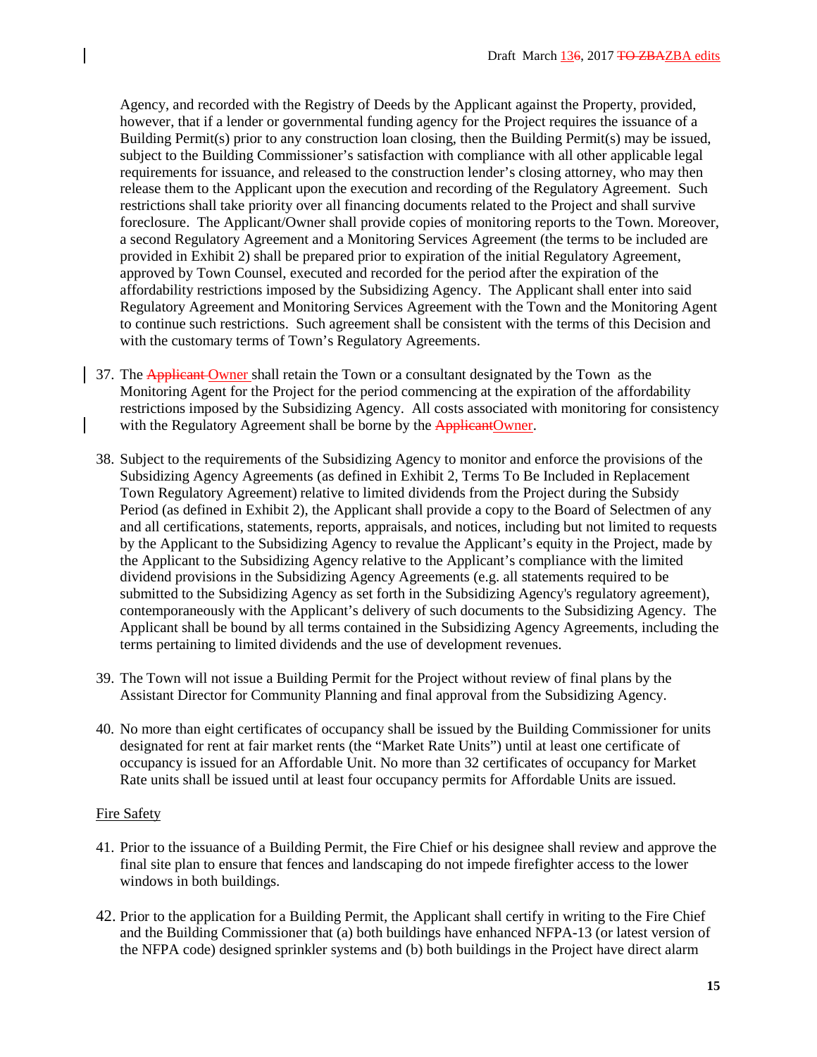Agency, and recorded with the Registry of Deeds by the Applicant against the Property, provided, however, that if a lender or governmental funding agency for the Project requires the issuance of a Building Permit(s) prior to any construction loan closing, then the Building Permit(s) may be issued, subject to the Building Commissioner's satisfaction with compliance with all other applicable legal requirements for issuance, and released to the construction lender's closing attorney, who may then release them to the Applicant upon the execution and recording of the Regulatory Agreement. Such restrictions shall take priority over all financing documents related to the Project and shall survive foreclosure. The Applicant/Owner shall provide copies of monitoring reports to the Town. Moreover, a second Regulatory Agreement and a Monitoring Services Agreement (the terms to be included are provided in Exhibit 2) shall be prepared prior to expiration of the initial Regulatory Agreement, approved by Town Counsel, executed and recorded for the period after the expiration of the affordability restrictions imposed by the Subsidizing Agency. The Applicant shall enter into said Regulatory Agreement and Monitoring Services Agreement with the Town and the Monitoring Agent to continue such restrictions. Such agreement shall be consistent with the terms of this Decision and with the customary terms of Town's Regulatory Agreements.

37. The ~~Applicant~~ Owner shall retain the Town or a consultant designated by the Town as the Monitoring Agent for the Project for the period commencing at the expiration of the affordability restrictions imposed by the Subsidizing Agency. All costs associated with monitoring for consistency with the Regulatory Agreement shall be borne by the ~~Applicant~~Owner.

38. Subject to the requirements of the Subsidizing Agency to monitor and enforce the provisions of the Subsidizing Agency Agreements (as defined in Exhibit 2, Terms To Be Included in Replacement Town Regulatory Agreement) relative to limited dividends from the Project during the Subsidy Period (as defined in Exhibit 2), the Applicant shall provide a copy to the Board of Selectmen of any and all certifications, statements, reports, appraisals, and notices, including but not limited to requests by the Applicant to the Subsidizing Agency to revalue the Applicant's equity in the Project, made by the Applicant to the Subsidizing Agency relative to the Applicant's compliance with the limited dividend provisions in the Subsidizing Agency Agreements (e.g. all statements required to be submitted to the Subsidizing Agency as set forth in the Subsidizing Agency's regulatory agreement), contemporaneously with the Applicant's delivery of such documents to the Subsidizing Agency. The Applicant shall be bound by all terms contained in the Subsidizing Agency Agreements, including the terms pertaining to limited dividends and the use of development revenues.

39. The Town will not issue a Building Permit for the Project without review of final plans by the Assistant Director for Community Planning and final approval from the Subsidizing Agency.

40. No more than eight certificates of occupancy shall be issued by the Building Commissioner for units designated for rent at fair market rents (the "Market Rate Units") until at least one certificate of occupancy is issued for an Affordable Unit. No more than 32 certificates of occupancy for Market Rate units shall be issued until at least four occupancy permits for Affordable Units are issued.

Fire Safety

41. Prior to the issuance of a Building Permit, the Fire Chief or his designee shall review and approve the final site plan to ensure that fences and landscaping do not impede firefighter access to the lower windows in both buildings.

42. Prior to the application for a Building Permit, the Applicant shall certify in writing to the Fire Chief and the Building Commissioner that (a) both buildings have enhanced NFPA-13 (or latest version of the NFPA code) designed sprinkler systems and (b) both buildings in the Project have direct alarm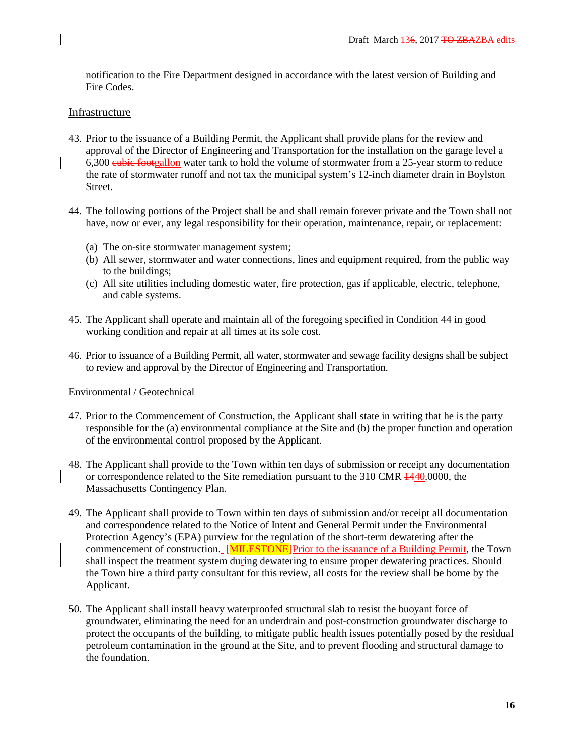notification to the Fire Department designed in accordance with the latest version of Building and Fire Codes.

## Infrastructure

43. Prior to the issuance of a Building Permit, the Applicant shall provide plans for the review and approval of the Director of Engineering and Transportation for the installation on the garage level a 6,300 ~~cubic foot~~gallon water tank to hold the volume of stormwater from a 25-year storm to reduce the rate of stormwater runoff and not tax the municipal system's 12-inch diameter drain in Boylston Street.

44. The following portions of the Project shall be and shall remain forever private and the Town shall not have, now or ever, any legal responsibility for their operation, maintenance, repair, or replacement:

    (a) The on-site stormwater management system;
    (b) All sewer, stormwater and water connections, lines and equipment required, from the public way to the buildings;
    (c) All site utilities including domestic water, fire protection, gas if applicable, electric, telephone, and cable systems.

45. The Applicant shall operate and maintain all of the foregoing specified in Condition 44 in good working condition and repair at all times at its sole cost.

46. Prior to issuance of a Building Permit, all water, stormwater and sewage facility designs shall be subject to review and approval by the Director of Engineering and Transportation.

## Environmental / Geotechnical

47. Prior to the Commencement of Construction, the Applicant shall state in writing that he is the party responsible for the (a) environmental compliance at the Site and (b) the proper function and operation of the environmental control proposed by the Applicant.

48. The Applicant shall provide to the Town within ten days of submission or receipt any documentation or correspondence related to the Site remediation pursuant to the 310 CMR ~~14~~40.0000, the Massachusetts Contingency Plan.

49. The Applicant shall provide to Town within ten days of submission and/or receipt all documentation and correspondence related to the Notice of Intent and General Permit under the Environmental Protection Agency's (EPA) purview for the regulation of the short-term dewatering after the commencement of construction. ~~[MILESTONE]~~Prior to the issuance of a Building Permit, the Town shall inspect the treatment system during dewatering to ensure proper dewatering practices. Should the Town hire a third party consultant for this review, all costs for the review shall be borne by the Applicant.

50. The Applicant shall install heavy waterproofed structural slab to resist the buoyant force of groundwater, eliminating the need for an underdrain and post-construction groundwater discharge to protect the occupants of the building, to mitigate public health issues potentially posed by the residual petroleum contamination in the ground at the Site, and to prevent flooding and structural damage to the foundation.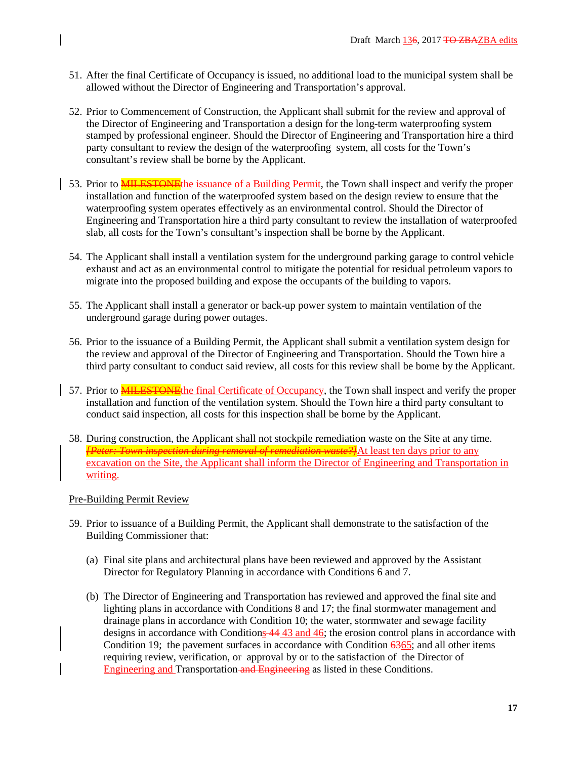51. After the final Certificate of Occupancy is issued, no additional load to the municipal system shall be allowed without the Director of Engineering and Transportation's approval.

52. Prior to Commencement of Construction, the Applicant shall submit for the review and approval of the Director of Engineering and Transportation a design for the long-term waterproofing system stamped by professional engineer. Should the Director of Engineering and Transportation hire a third party consultant to review the design of the waterproofing system, all costs for the Town's consultant's review shall be borne by the Applicant.

53. Prior to ~~MILESTONE~~the issuance of a Building Permit, the Town shall inspect and verify the proper installation and function of the waterproofed system based on the design review to ensure that the waterproofing system operates effectively as an environmental control. Should the Director of Engineering and Transportation hire a third party consultant to review the installation of waterproofed slab, all costs for the Town's consultant's inspection shall be borne by the Applicant.

54. The Applicant shall install a ventilation system for the underground parking garage to control vehicle exhaust and act as an environmental control to mitigate the potential for residual petroleum vapors to migrate into the proposed building and expose the occupants of the building to vapors.

55. The Applicant shall install a generator or back-up power system to maintain ventilation of the underground garage during power outages.

56. Prior to the issuance of a Building Permit, the Applicant shall submit a ventilation system design for the review and approval of the Director of Engineering and Transportation. Should the Town hire a third party consultant to conduct said review, all costs for this review shall be borne by the Applicant.

57. Prior to ~~MILESTONE~~the final Certificate of Occupancy, the Town shall inspect and verify the proper installation and function of the ventilation system. Should the Town hire a third party consultant to conduct said inspection, all costs for this inspection shall be borne by the Applicant.

58. During construction, the Applicant shall not stockpile remediation waste on the Site at any time. ~~*[Peter: Town inspection during removal of remediation waste?]*~~At least ten days prior to any excavation on the Site, the Applicant shall inform the Director of Engineering and Transportation in writing.

Pre-Building Permit Review

59. Prior to issuance of a Building Permit, the Applicant shall demonstrate to the satisfaction of the Building Commissioner that:

    (a) Final site plans and architectural plans have been reviewed and approved by the Assistant Director for Regulatory Planning in accordance with Conditions 6 and 7.

    (b) The Director of Engineering and Transportation has reviewed and approved the final site and lighting plans in accordance with Conditions 8 and 17; the final stormwater management and drainage plans in accordance with Condition 10; the water, stormwater and sewage facility designs in accordance with Condition~~s 44~~ 43 and 46; the erosion control plans in accordance with Condition 19; the pavement surfaces in accordance with Condition ~~63~~65; and all other items requiring review, verification, or approval by or to the satisfaction of the Director of Engineering and Transportation ~~and Engineering~~ as listed in these Conditions.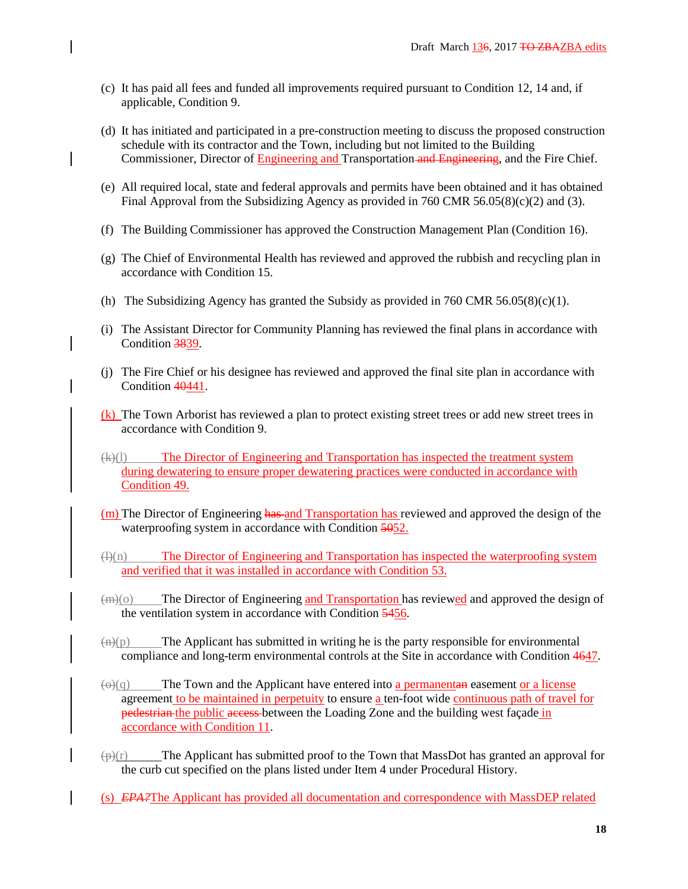(c) It has paid all fees and funded all improvements required pursuant to Condition 12, 14 and, if applicable, Condition 9.

(d) It has initiated and participated in a pre-construction meeting to discuss the proposed construction schedule with its contractor and the Town, including but not limited to the Building Commissioner, Director of Engineering and Transportation and Engineering, and the Fire Chief.

(e) All required local, state and federal approvals and permits have been obtained and it has obtained Final Approval from the Subsidizing Agency as provided in 760 CMR 56.05(8)(c)(2) and (3).

(f) The Building Commissioner has approved the Construction Management Plan (Condition 16).

(g) The Chief of Environmental Health has reviewed and approved the rubbish and recycling plan in accordance with Condition 15.

(h) The Subsidizing Agency has granted the Subsidy as provided in 760 CMR 56.05(8)(c)(1).

(i) The Assistant Director for Community Planning has reviewed the final plans in accordance with Condition 3839.

(j) The Fire Chief or his designee has reviewed and approved the final site plan in accordance with Condition 40441.

(k) The Town Arborist has reviewed a plan to protect existing street trees or add new street trees in accordance with Condition 9.

(k)(l) The Director of Engineering and Transportation has inspected the treatment system during dewatering to ensure proper dewatering practices were conducted in accordance with Condition 49.

(m) The Director of Engineering has and Transportation has reviewed and approved the design of the waterproofing system in accordance with Condition 5052.

(l)(n) The Director of Engineering and Transportation has inspected the waterproofing system and verified that it was installed in accordance with Condition 53.

(m)(o) The Director of Engineering and Transportation has reviewed and approved the design of the ventilation system in accordance with Condition 5456.

(n)(p) The Applicant has submitted in writing he is the party responsible for environmental compliance and long-term environmental controls at the Site in accordance with Condition 4647.

(o)(q) The Town and the Applicant have entered into a permanentan easement or a license agreement to be maintained in perpetuity to ensure a ten-foot wide continuous path of travel for pedestrian the public access between the Loading Zone and the building west façade in accordance with Condition 11.

(p)(r) The Applicant has submitted proof to the Town that MassDot has granted an approval for the curb cut specified on the plans listed under Item 4 under Procedural History.

(s) *EPA?*The Applicant has provided all documentation and correspondence with MassDEP related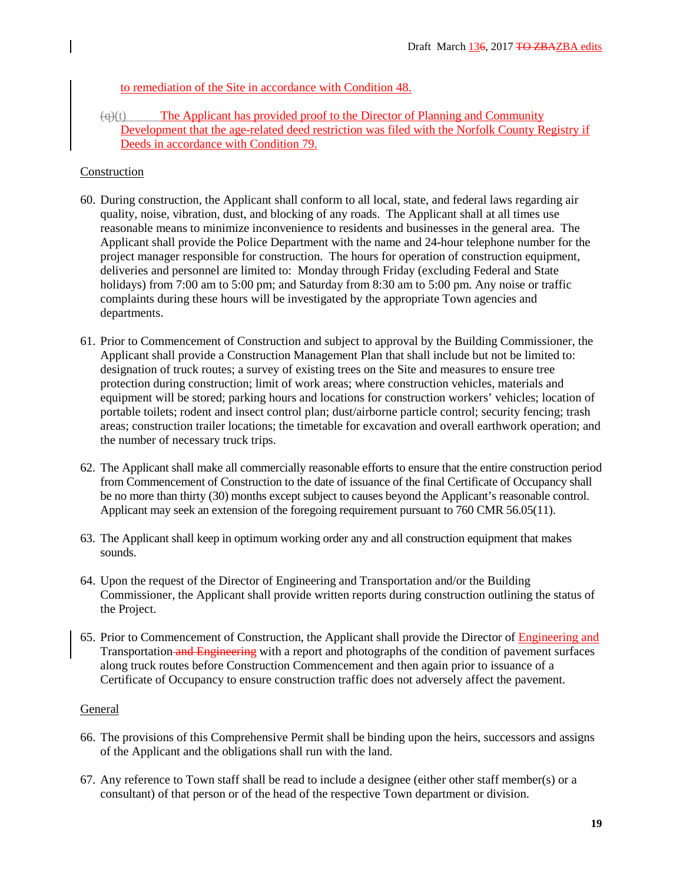to remediation of the Site in accordance with Condition 48.

(q)(t) The Applicant has provided proof to the Director of Planning and Community Development that the age-related deed restriction was filed with the Norfolk County Registry if Deeds in accordance with Condition 79.

Construction

60. During construction, the Applicant shall conform to all local, state, and federal laws regarding air quality, noise, vibration, dust, and blocking of any roads. The Applicant shall at all times use reasonable means to minimize inconvenience to residents and businesses in the general area. The Applicant shall provide the Police Department with the name and 24-hour telephone number for the project manager responsible for construction. The hours for operation of construction equipment, deliveries and personnel are limited to: Monday through Friday (excluding Federal and State holidays) from 7:00 am to 5:00 pm; and Saturday from 8:30 am to 5:00 pm. Any noise or traffic complaints during these hours will be investigated by the appropriate Town agencies and departments.

61. Prior to Commencement of Construction and subject to approval by the Building Commissioner, the Applicant shall provide a Construction Management Plan that shall include but not be limited to: designation of truck routes; a survey of existing trees on the Site and measures to ensure tree protection during construction; limit of work areas; where construction vehicles, materials and equipment will be stored; parking hours and locations for construction workers' vehicles; location of portable toilets; rodent and insect control plan; dust/airborne particle control; security fencing; trash areas; construction trailer locations; the timetable for excavation and overall earthwork operation; and the number of necessary truck trips.

62. The Applicant shall make all commercially reasonable efforts to ensure that the entire construction period from Commencement of Construction to the date of issuance of the final Certificate of Occupancy shall be no more than thirty (30) months except subject to causes beyond the Applicant's reasonable control. Applicant may seek an extension of the foregoing requirement pursuant to 760 CMR 56.05(11).

63. The Applicant shall keep in optimum working order any and all construction equipment that makes sounds.

64. Upon the request of the Director of Engineering and Transportation and/or the Building Commissioner, the Applicant shall provide written reports during construction outlining the status of the Project.

65. Prior to Commencement of Construction, the Applicant shall provide the Director of Engineering and Transportation ~~and Engineering~~ with a report and photographs of the condition of pavement surfaces along truck routes before Construction Commencement and then again prior to issuance of a Certificate of Occupancy to ensure construction traffic does not adversely affect the pavement.

General

66. The provisions of this Comprehensive Permit shall be binding upon the heirs, successors and assigns of the Applicant and the obligations shall run with the land.

67. Any reference to Town staff shall be read to include a designee (either other staff member(s) or a consultant) of that person or of the head of the respective Town department or division.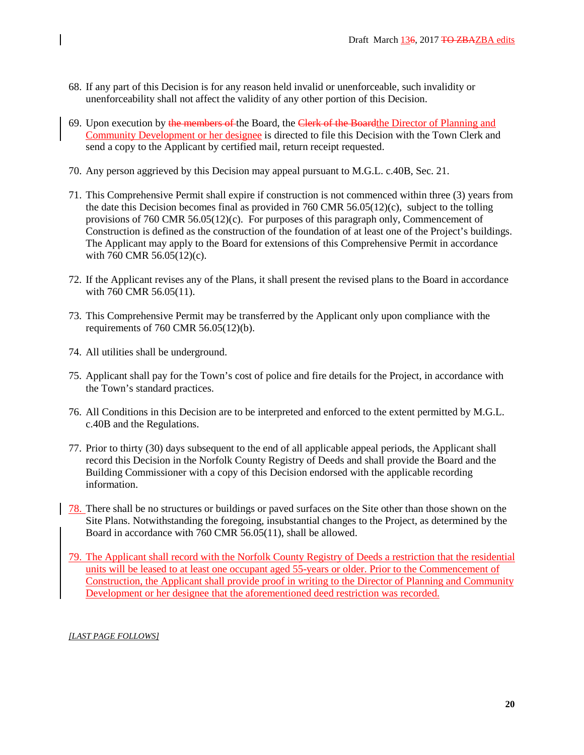68. If any part of this Decision is for any reason held invalid or unenforceable, such invalidity or unenforceability shall not affect the validity of any other portion of this Decision.

69. Upon execution by ~~the members of~~ the Board, the ~~Clerk of the Board~~the Director of Planning and Community Development or her designee is directed to file this Decision with the Town Clerk and send a copy to the Applicant by certified mail, return receipt requested.

70. Any person aggrieved by this Decision may appeal pursuant to M.G.L. c.40B, Sec. 21.

71. This Comprehensive Permit shall expire if construction is not commenced within three (3) years from the date this Decision becomes final as provided in 760 CMR 56.05(12)(c), subject to the tolling provisions of 760 CMR 56.05(12)(c). For purposes of this paragraph only, Commencement of Construction is defined as the construction of the foundation of at least one of the Project's buildings. The Applicant may apply to the Board for extensions of this Comprehensive Permit in accordance with 760 CMR 56.05(12)(c).

72. If the Applicant revises any of the Plans, it shall present the revised plans to the Board in accordance with 760 CMR 56.05(11).

73. This Comprehensive Permit may be transferred by the Applicant only upon compliance with the requirements of 760 CMR 56.05(12)(b).

74. All utilities shall be underground.

75. Applicant shall pay for the Town's cost of police and fire details for the Project, in accordance with the Town's standard practices.

76. All Conditions in this Decision are to be interpreted and enforced to the extent permitted by M.G.L. c.40B and the Regulations.

77. Prior to thirty (30) days subsequent to the end of all applicable appeal periods, the Applicant shall record this Decision in the Norfolk County Registry of Deeds and shall provide the Board and the Building Commissioner with a copy of this Decision endorsed with the applicable recording information.

78. There shall be no structures or buildings or paved surfaces on the Site other than those shown on the Site Plans. Notwithstanding the foregoing, insubstantial changes to the Project, as determined by the Board in accordance with 760 CMR 56.05(11), shall be allowed.

79. The Applicant shall record with the Norfolk County Registry of Deeds a restriction that the residential units will be leased to at least one occupant aged 55-years or older. Prior to the Commencement of Construction, the Applicant shall provide proof in writing to the Director of Planning and Community Development or her designee that the aforementioned deed restriction was recorded.

*[LAST PAGE FOLLOWS]*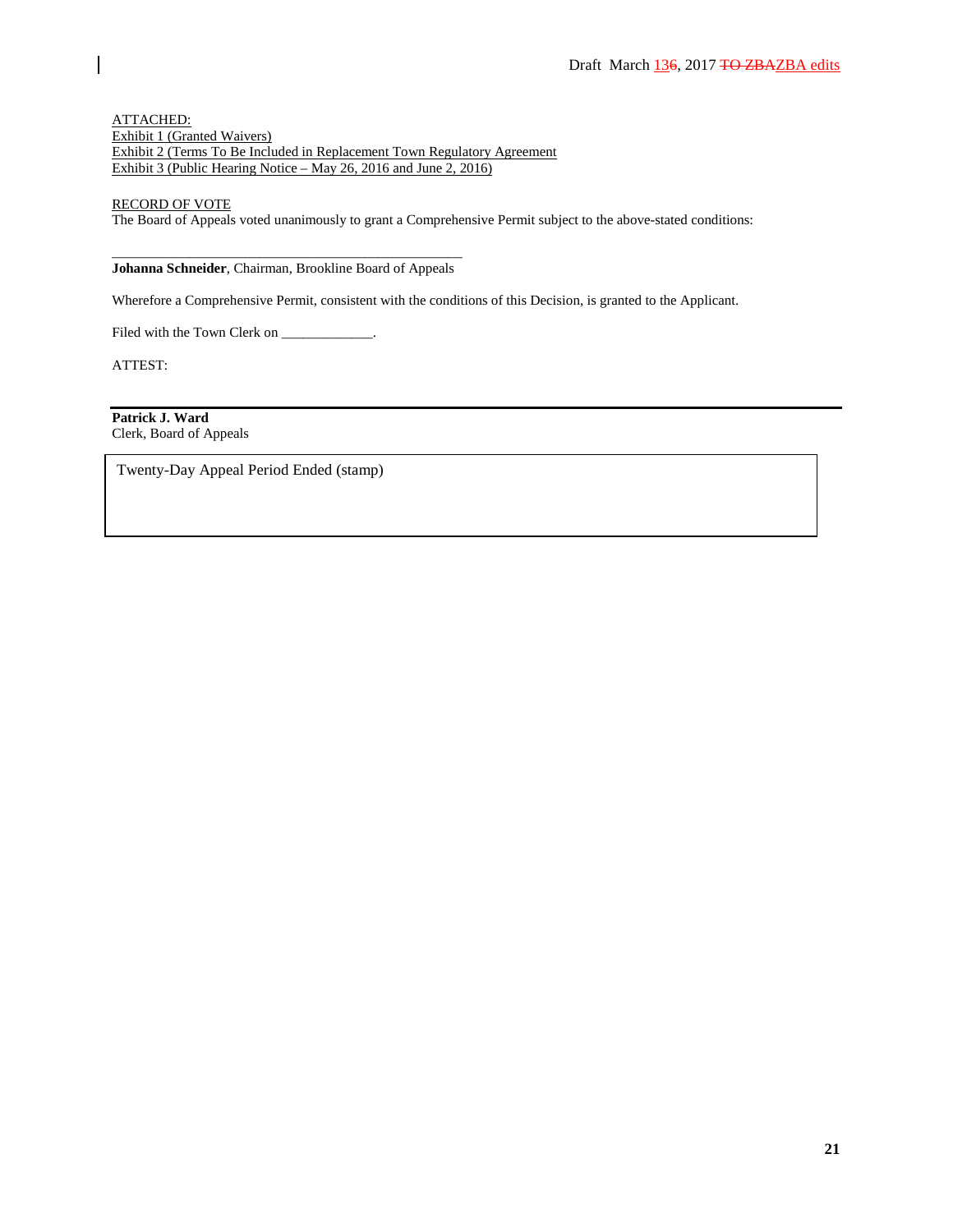ATTACHED:
Exhibit 1 (Granted Waivers)
Exhibit 2 (Terms To Be Included in Replacement Town Regulatory Agreement
Exhibit 3 (Public Hearing Notice – May 26, 2016 and June 2, 2016)

RECORD OF VOTE
The Board of Appeals voted unanimously to grant a Comprehensive Permit subject to the above-stated conditions:

\_\_\_\_\_\_\_\_\_\_\_\_\_\_\_\_\_\_\_\_\_\_\_\_\_\_\_\_\_\_\_\_\_\_\_\_\_\_\_\_\_\_\_\_\_\_\_\_\_\_\_\_
**Johanna Schneider**, Chairman, Brookline Board of Appeals

Wherefore a Comprehensive Permit, consistent with the conditions of this Decision, is granted to the Applicant.

Filed with the Town Clerk on \_\_\_\_\_\_\_\_\_\_\_\_\_.

ATTEST:

**Patrick J. Ward**
Clerk, Board of Appeals

Twenty-Day Appeal Period Ended (stamp)